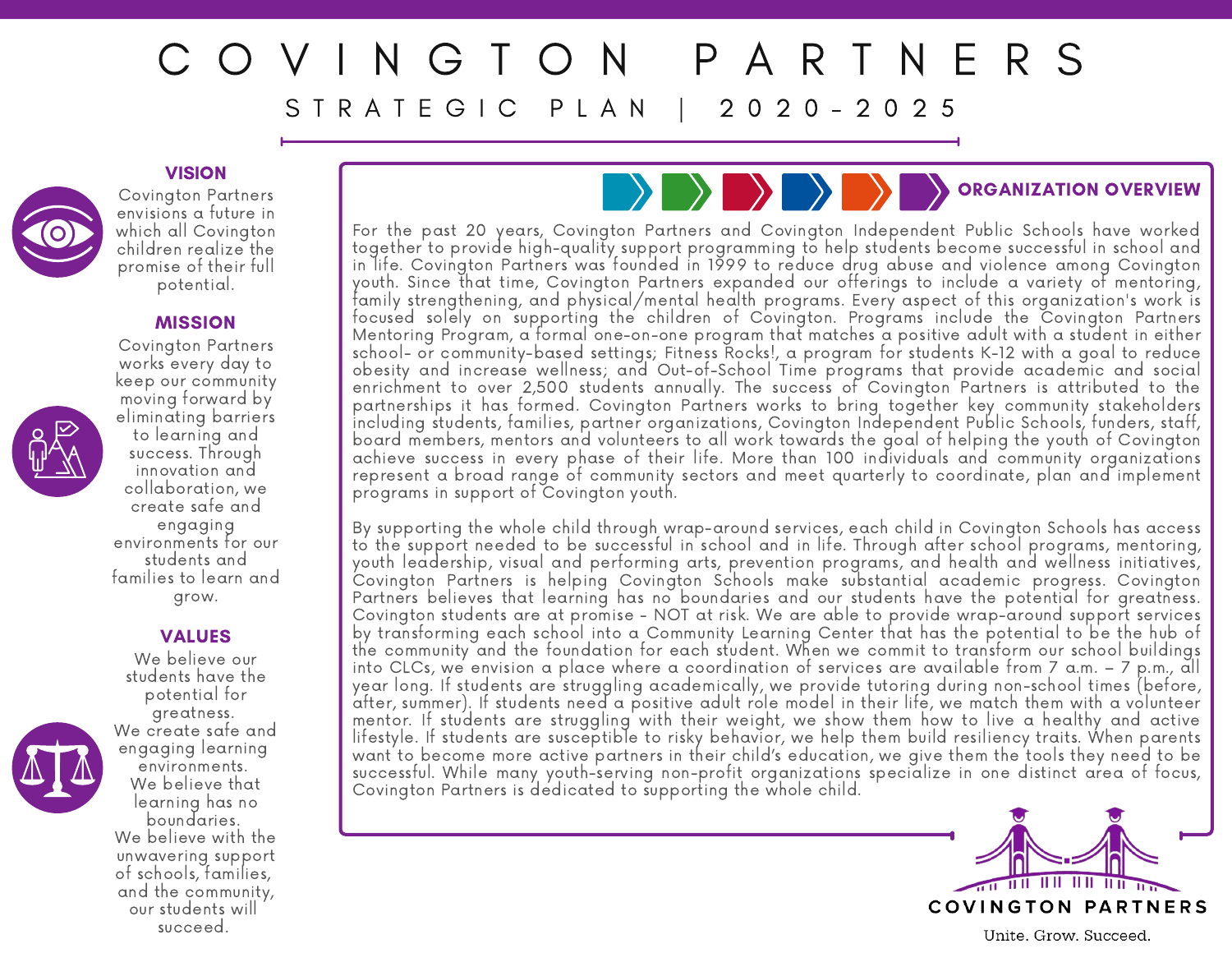# COVINGTON PARTNERS

## STRATEGIC PLAN | 2020-2025

### VISION

Covington Partners envisions a future in which all Covington children realize the promise of their full potential.

### MISSION

Covington Partners works every day to keep our community moving forward by eliminating barriers to learning and success. Through innovation and collaboration, we create safe and engaging environments for our students and families to learn and grow.

### VALUES

We believe our students have the potential for greatness.
We create safe and engaging learning environments.
We believe that learning has no boundaries.
We believe with the unwavering support of schools, families, and the community, our students will succeed.

### ORGANIZATION OVERVIEW

For the past 20 years, Covington Partners and Covington Independent Public Schools have worked together to provide high-quality support programming to help students become successful in school and in life. Covington Partners was founded in 1999 to reduce drug abuse and violence among Covington youth. Since that time, Covington Partners expanded our offerings to include a variety of mentoring, family strengthening, and physical/mental health programs. Every aspect of this organization's work is focused solely on supporting the children of Covington. Programs include the Covington Partners Mentoring Program, a formal one-on-one program that matches a positive adult with a student in either school- or community-based settings; Fitness Rocks!, a program for students K-12 with a goal to reduce obesity and increase wellness; and Out-of-School Time programs that provide academic and social enrichment to over 2,500 students annually. The success of Covington Partners is attributed to the partnerships it has formed. Covington Partners works to bring together key community stakeholders including students, families, partner organizations, Covington Independent Public Schools, funders, staff, board members, mentors and volunteers to all work towards the goal of helping the youth of Covington achieve success in every phase of their life. More than 100 individuals and community organizations represent a broad range of community sectors and meet quarterly to coordinate, plan and implement programs in support of Covington youth.

By supporting the whole child through wrap-around services, each child in Covington Schools has access to the support needed to be successful in school and in life. Through after school programs, mentoring, youth leadership, visual and performing arts, prevention programs, and health and wellness initiatives, Covington Partners is helping Covington Schools make substantial academic progress. Covington Partners believes that learning has no boundaries and our students have the potential for greatness. Covington students are at promise - NOT at risk. We are able to provide wrap-around support services by transforming each school into a Community Learning Center that has the potential to be the hub of the community and the foundation for each student. When we commit to transform our school buildings into CLCs, we envision a place where a coordination of services are available from 7 a.m. – 7 p.m., all year long. If students are struggling academically, we provide tutoring during non-school times (before, after, summer). If students need a positive adult role model in their life, we match them with a volunteer mentor. If students are struggling with their weight, we show them how to live a healthy and active lifestyle. If students are susceptible to risky behavior, we help them build resiliency traits. When parents want to become more active partners in their child's education, we give them the tools they need to be successful. While many youth-serving non-profit organizations specialize in one distinct area of focus, Covington Partners is dedicated to supporting the whole child.

COVINGTON PARTNERS

Unite. Grow. Succeed.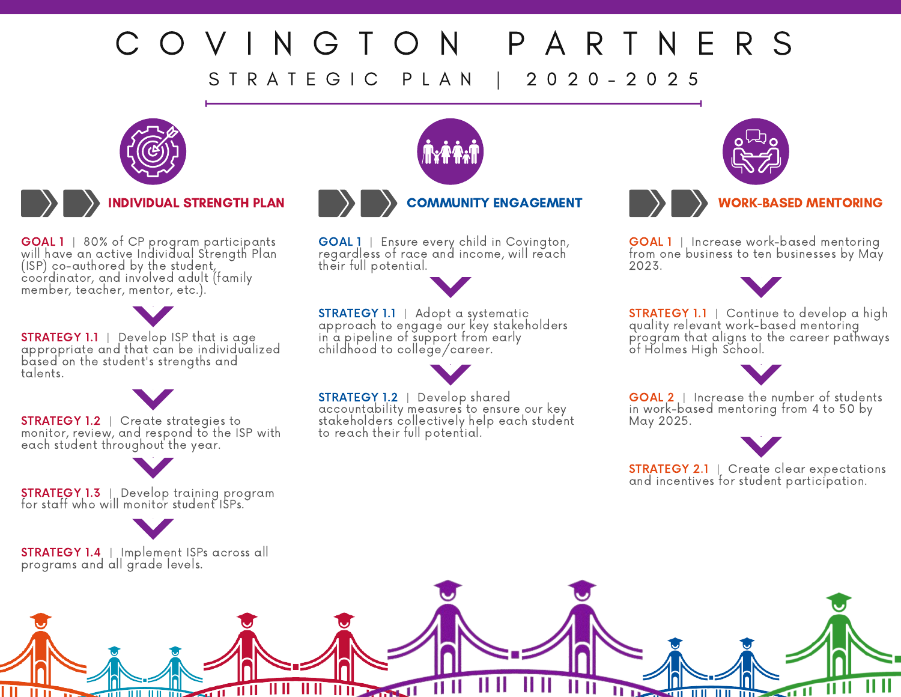# COVINGTON PARTNERS

## STRATEGIC PLAN | 2020-2025

### INDIVIDUAL STRENGTH PLAN

**GOAL 1** | 80% of CP program participants will have an active Individual Strength Plan (ISP) co-authored by the student, coordinator, and involved adult (family member, teacher, mentor, etc.).

**STRATEGY 1.1** | Develop ISP that is age appropriate and that can be individualized based on the student's strengths and talents.

**STRATEGY 1.2** | Create strategies to monitor, review, and respond to the ISP with each student throughout the year.

**STRATEGY 1.3** | Develop training program for staff who will monitor student ISPs.

**STRATEGY 1.4** | Implement ISPs across all programs and all grade levels.

### COMMUNITY ENGAGEMENT

**GOAL 1** | Ensure every child in Covington, regardless of race and income, will reach their full potential.

**STRATEGY 1.1** | Adopt a systematic approach to engage our key stakeholders in a pipeline of support from early childhood to college/career.

**STRATEGY 1.2** | Develop shared accountability measures to ensure our key stakeholders collectively help each student to reach their full potential.

### WORK-BASED MENTORING

**GOAL 1** | Increase work-based mentoring from one business to ten businesses by May 2023.

**STRATEGY 1.1** | Continue to develop a high quality relevant work-based mentoring program that aligns to the career pathways of Holmes High School.

**GOAL 2** | Increase the number of students in work-based mentoring from 4 to 50 by May 2025.

**STRATEGY 2.1** | Create clear expectations and incentives for student participation.